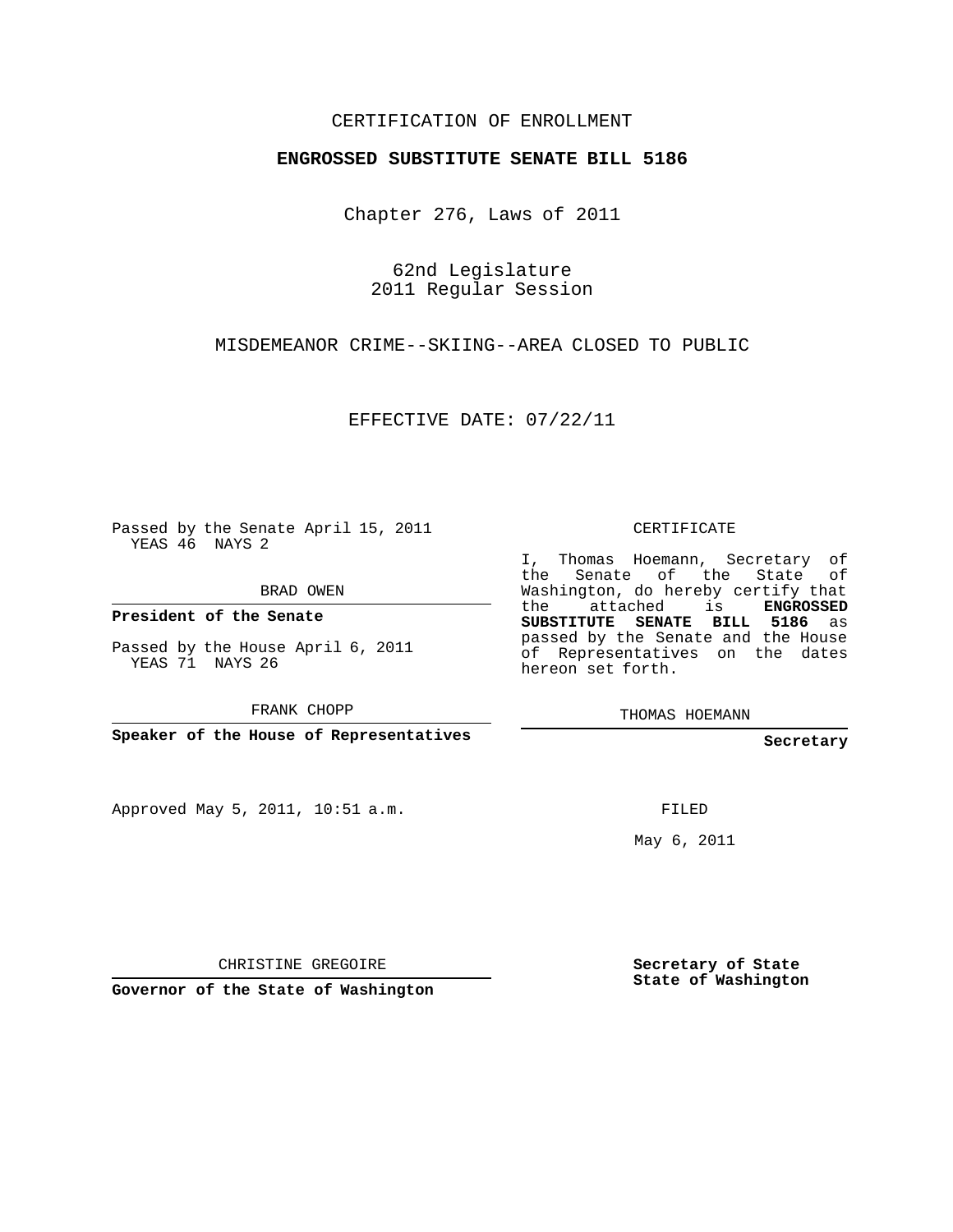CERTIFICATION OF ENROLLMENT

**ENGROSSED SUBSTITUTE SENATE BILL 5186**

Chapter 276, Laws of 2011

62nd Legislature
2011 Regular Session

MISDEMEANOR CRIME--SKIING--AREA CLOSED TO PUBLIC

EFFECTIVE DATE: 07/22/11

Passed by the Senate April 15, 2011
YEAS 46 NAYS 2

BRAD OWEN

**President of the Senate**

Passed by the House April 6, 2011
YEAS 71 NAYS 26

FRANK CHOPP

**Speaker of the House of Representatives**

Approved May 5, 2011, 10:51 a.m.

CHRISTINE GREGOIRE

**Governor of the State of Washington**

CERTIFICATE

I, Thomas Hoemann, Secretary of the Senate of the State of Washington, do hereby certify that the attached is **ENGROSSED SUBSTITUTE SENATE BILL 5186** as passed by the Senate and the House of Representatives on the dates hereon set forth.

THOMAS HOEMANN

**Secretary**

FILED

May 6, 2011

**Secretary of State**
**State of Washington**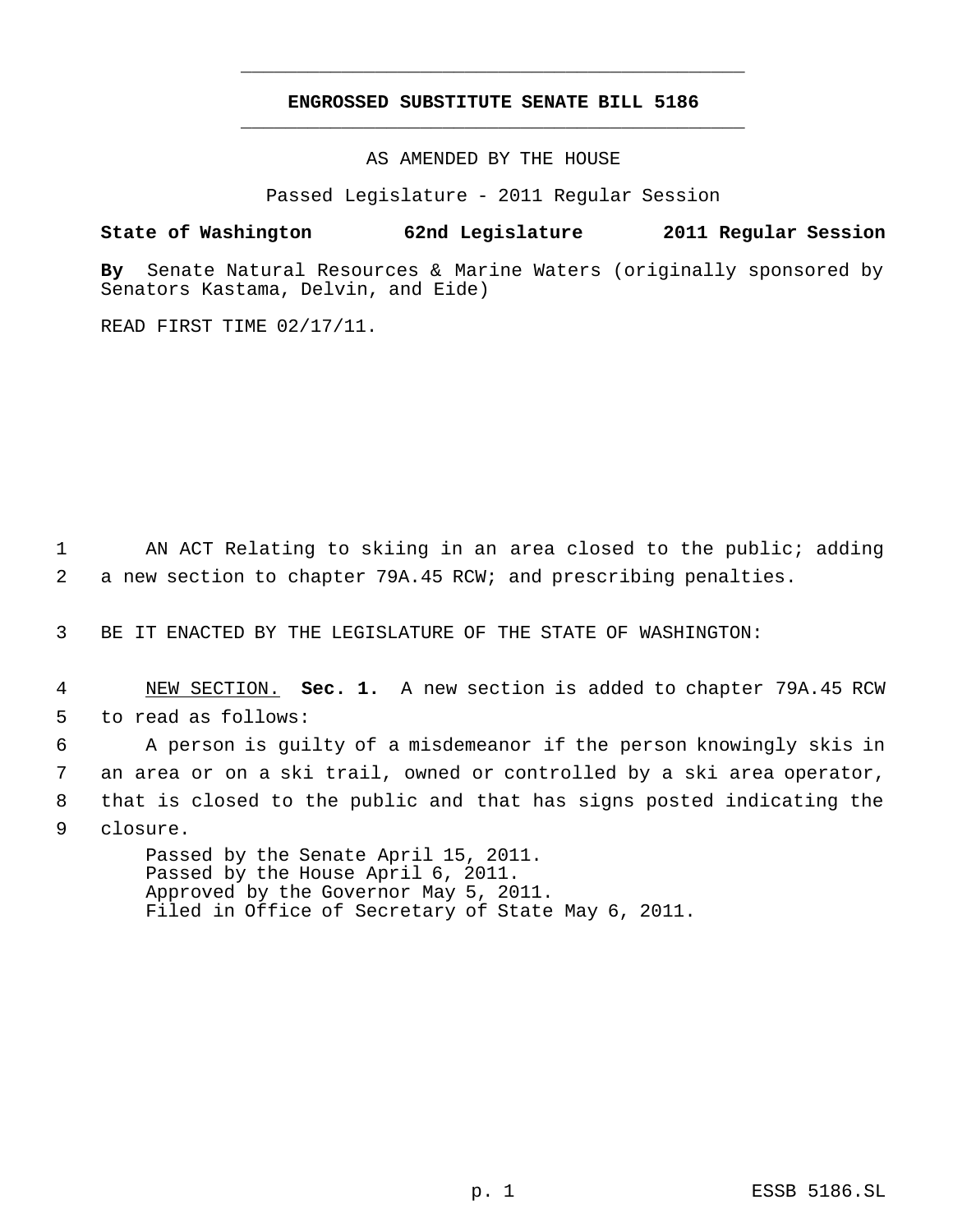# ENGROSSED SUBSTITUTE SENATE BILL 5186

AS AMENDED BY THE HOUSE

Passed Legislature - 2011 Regular Session

**State of Washington 62nd Legislature 2011 Regular Session**

**By** Senate Natural Resources & Marine Waters (originally sponsored by Senators Kastama, Delvin, and Eide)

READ FIRST TIME 02/17/11.

AN ACT Relating to skiing in an area closed to the public; adding a new section to chapter 79A.45 RCW; and prescribing penalties.

BE IT ENACTED BY THE LEGISLATURE OF THE STATE OF WASHINGTON:

NEW SECTION. **Sec. 1.** A new section is added to chapter 79A.45 RCW to read as follows:

A person is guilty of a misdemeanor if the person knowingly skis in an area or on a ski trail, owned or controlled by a ski area operator, that is closed to the public and that has signs posted indicating the closure.

Passed by the Senate April 15, 2011.
Passed by the House April 6, 2011.
Approved by the Governor May 5, 2011.
Filed in Office of Secretary of State May 6, 2011.